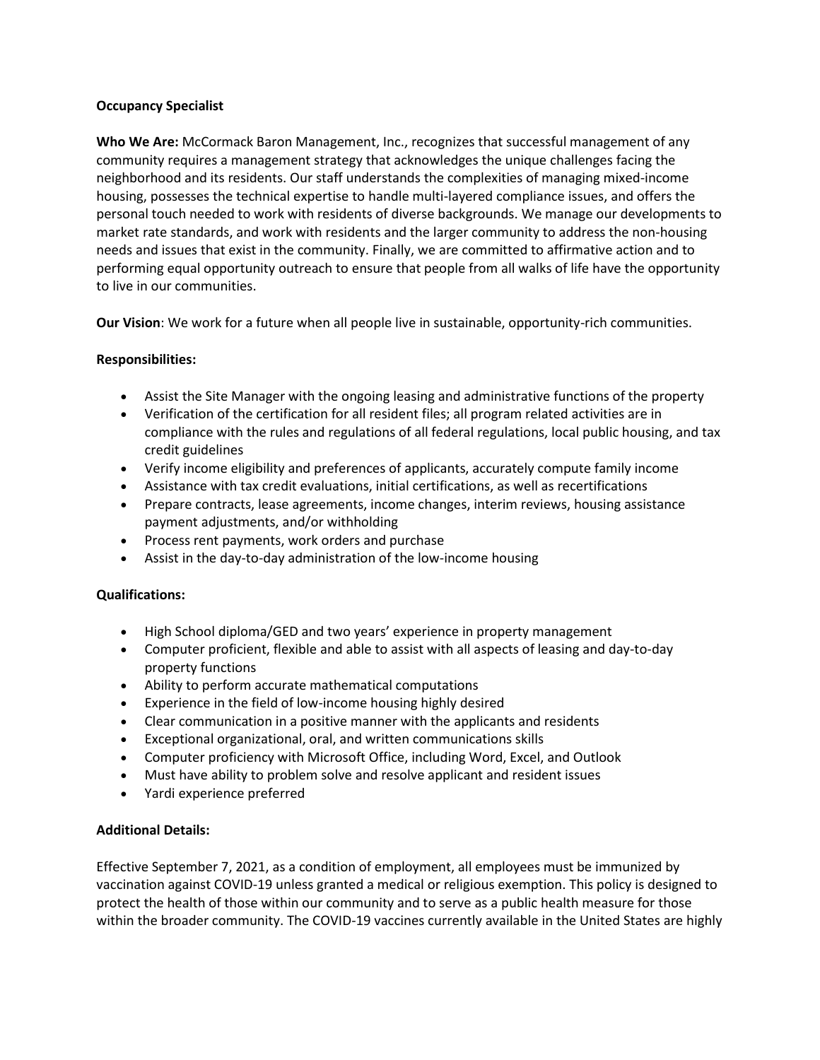**Occupancy Specialist**

**Who We Are:** McCormack Baron Management, Inc., recognizes that successful management of any community requires a management strategy that acknowledges the unique challenges facing the neighborhood and its residents. Our staff understands the complexities of managing mixed-income housing, possesses the technical expertise to handle multi-layered compliance issues, and offers the personal touch needed to work with residents of diverse backgrounds. We manage our developments to market rate standards, and work with residents and the larger community to address the non-housing needs and issues that exist in the community. Finally, we are committed to affirmative action and to performing equal opportunity outreach to ensure that people from all walks of life have the opportunity to live in our communities.

**Our Vision**: We work for a future when all people live in sustainable, opportunity-rich communities.

**Responsibilities:**

- Assist the Site Manager with the ongoing leasing and administrative functions of the property
- Verification of the certification for all resident files; all program related activities are in compliance with the rules and regulations of all federal regulations, local public housing, and tax credit guidelines
- Verify income eligibility and preferences of applicants, accurately compute family income
- Assistance with tax credit evaluations, initial certifications, as well as recertifications
- Prepare contracts, lease agreements, income changes, interim reviews, housing assistance payment adjustments, and/or withholding
- Process rent payments, work orders and purchase
- Assist in the day-to-day administration of the low-income housing

**Qualifications:**

- High School diploma/GED and two years' experience in property management
- Computer proficient, flexible and able to assist with all aspects of leasing and day-to-day property functions
- Ability to perform accurate mathematical computations
- Experience in the field of low-income housing highly desired
- Clear communication in a positive manner with the applicants and residents
- Exceptional organizational, oral, and written communications skills
- Computer proficiency with Microsoft Office, including Word, Excel, and Outlook
- Must have ability to problem solve and resolve applicant and resident issues
- Yardi experience preferred

**Additional Details:**

Effective September 7, 2021, as a condition of employment, all employees must be immunized by vaccination against COVID-19 unless granted a medical or religious exemption. This policy is designed to protect the health of those within our community and to serve as a public health measure for those within the broader community. The COVID-19 vaccines currently available in the United States are highly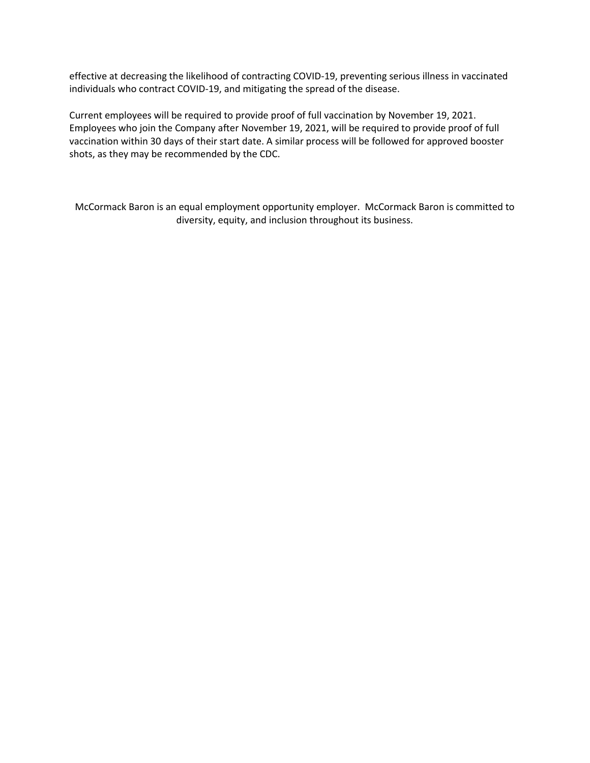effective at decreasing the likelihood of contracting COVID-19, preventing serious illness in vaccinated individuals who contract COVID-19, and mitigating the spread of the disease.

Current employees will be required to provide proof of full vaccination by November 19, 2021. Employees who join the Company after November 19, 2021, will be required to provide proof of full vaccination within 30 days of their start date. A similar process will be followed for approved booster shots, as they may be recommended by the CDC.

McCormack Baron is an equal employment opportunity employer. McCormack Baron is committed to diversity, equity, and inclusion throughout its business.